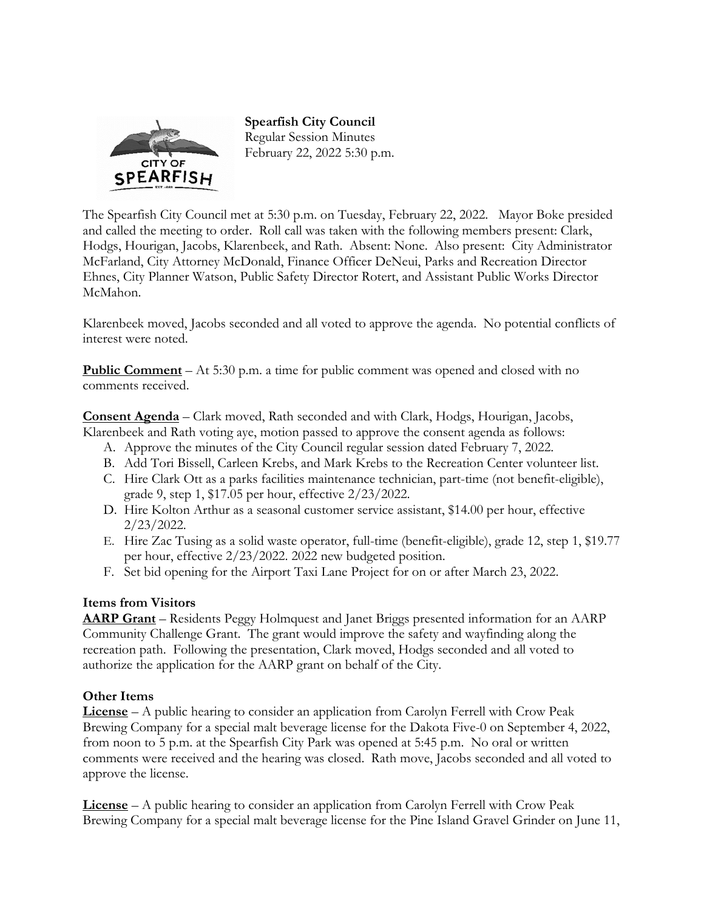**Spearfish City Council**
Regular Session Minutes
February 22, 2022 5:30 p.m.

The Spearfish City Council met at 5:30 p.m. on Tuesday, February 22, 2022. Mayor Boke presided and called the meeting to order. Roll call was taken with the following members present: Clark, Hodgs, Hourigan, Jacobs, Klarenbeek, and Rath. Absent: None. Also present: City Administrator McFarland, City Attorney McDonald, Finance Officer DeNeui, Parks and Recreation Director Ehnes, City Planner Watson, Public Safety Director Rotert, and Assistant Public Works Director McMahon.

Klarenbeek moved, Jacobs seconded and all voted to approve the agenda. No potential conflicts of interest were noted.

**Public Comment** – At 5:30 p.m. a time for public comment was opened and closed with no comments received.

**Consent Agenda** – Clark moved, Rath seconded and with Clark, Hodgs, Hourigan, Jacobs, Klarenbeek and Rath voting aye, motion passed to approve the consent agenda as follows:

A. Approve the minutes of the City Council regular session dated February 7, 2022.
B. Add Tori Bissell, Carleen Krebs, and Mark Krebs to the Recreation Center volunteer list.
C. Hire Clark Ott as a parks facilities maintenance technician, part-time (not benefit-eligible), grade 9, step 1, $17.05 per hour, effective 2/23/2022.
D. Hire Kolton Arthur as a seasonal customer service assistant, $14.00 per hour, effective 2/23/2022.
E. Hire Zac Tusing as a solid waste operator, full-time (benefit-eligible), grade 12, step 1, $19.77 per hour, effective 2/23/2022. 2022 new budgeted position.
F. Set bid opening for the Airport Taxi Lane Project for on or after March 23, 2022.

**Items from Visitors**

**AARP Grant** – Residents Peggy Holmquest and Janet Briggs presented information for an AARP Community Challenge Grant. The grant would improve the safety and wayfinding along the recreation path. Following the presentation, Clark moved, Hodgs seconded and all voted to authorize the application for the AARP grant on behalf of the City.

**Other Items**

**License** – A public hearing to consider an application from Carolyn Ferrell with Crow Peak Brewing Company for a special malt beverage license for the Dakota Five-0 on September 4, 2022, from noon to 5 p.m. at the Spearfish City Park was opened at 5:45 p.m. No oral or written comments were received and the hearing was closed. Rath move, Jacobs seconded and all voted to approve the license.

**License** – A public hearing to consider an application from Carolyn Ferrell with Crow Peak Brewing Company for a special malt beverage license for the Pine Island Gravel Grinder on June 11,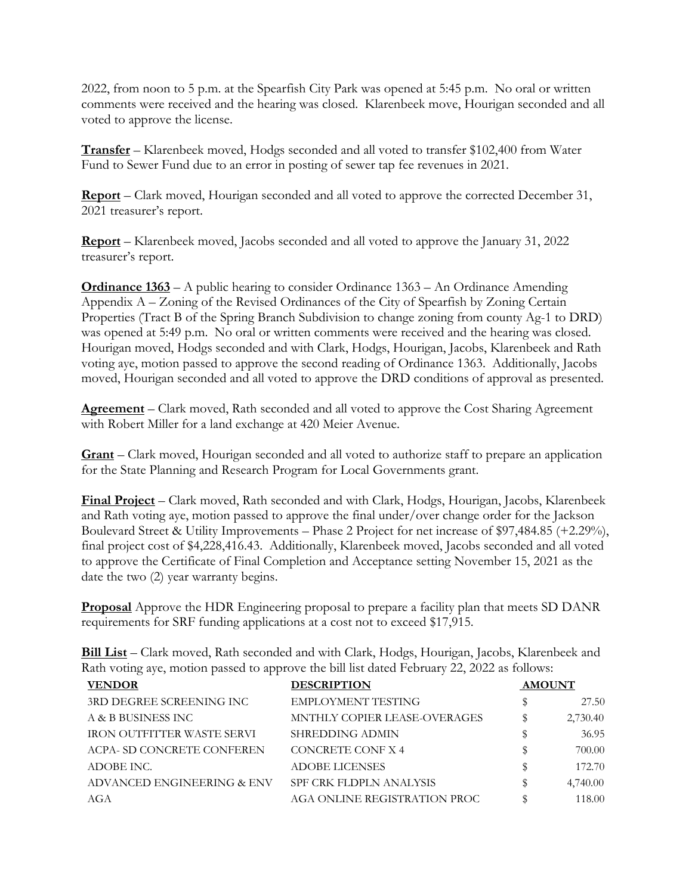2022, from noon to 5 p.m. at the Spearfish City Park was opened at 5:45 p.m. No oral or written comments were received and the hearing was closed. Klarenbeek move, Hourigan seconded and all voted to approve the license.

**Transfer** – Klarenbeek moved, Hodgs seconded and all voted to transfer $102,400 from Water Fund to Sewer Fund due to an error in posting of sewer tap fee revenues in 2021.

**Report** – Clark moved, Hourigan seconded and all voted to approve the corrected December 31, 2021 treasurer's report.

**Report** – Klarenbeek moved, Jacobs seconded and all voted to approve the January 31, 2022 treasurer's report.

**Ordinance 1363** – A public hearing to consider Ordinance 1363 – An Ordinance Amending Appendix A – Zoning of the Revised Ordinances of the City of Spearfish by Zoning Certain Properties (Tract B of the Spring Branch Subdivision to change zoning from county Ag-1 to DRD) was opened at 5:49 p.m. No oral or written comments were received and the hearing was closed. Hourigan moved, Hodgs seconded and with Clark, Hodgs, Hourigan, Jacobs, Klarenbeek and Rath voting aye, motion passed to approve the second reading of Ordinance 1363. Additionally, Jacobs moved, Hourigan seconded and all voted to approve the DRD conditions of approval as presented.

**Agreement** – Clark moved, Rath seconded and all voted to approve the Cost Sharing Agreement with Robert Miller for a land exchange at 420 Meier Avenue.

**Grant** – Clark moved, Hourigan seconded and all voted to authorize staff to prepare an application for the State Planning and Research Program for Local Governments grant.

**Final Project** – Clark moved, Rath seconded and with Clark, Hodgs, Hourigan, Jacobs, Klarenbeek and Rath voting aye, motion passed to approve the final under/over change order for the Jackson Boulevard Street & Utility Improvements – Phase 2 Project for net increase of $97,484.85 (+2.29%), final project cost of $4,228,416.43. Additionally, Klarenbeek moved, Jacobs seconded and all voted to approve the Certificate of Final Completion and Acceptance setting November 15, 2021 as the date the two (2) year warranty begins.

**Proposal** Approve the HDR Engineering proposal to prepare a facility plan that meets SD DANR requirements for SRF funding applications at a cost not to exceed $17,915.

**Bill List** – Clark moved, Rath seconded and with Clark, Hodgs, Hourigan, Jacobs, Klarenbeek and Rath voting aye, motion passed to approve the bill list dated February 22, 2022 as follows:

| VENDOR | DESCRIPTION | AMOUNT |
|---|---|---|
| 3RD DEGREE SCREENING INC | EMPLOYMENT TESTING | $ 27.50 |
| A & B BUSINESS INC | MNTHLY COPIER LEASE-OVERAGES | $ 2,730.40 |
| IRON OUTFITTER WASTE SERVI | SHREDDING ADMIN | $ 36.95 |
| ACPA- SD CONCRETE CONFEREN | CONCRETE CONF X 4 | $ 700.00 |
| ADOBE INC. | ADOBE LICENSES | $ 172.70 |
| ADVANCED ENGINEERING & ENV | SPF CRK FLDPLN ANALYSIS | $ 4,740.00 |
| AGA | AGA ONLINE REGISTRATION PROC | $ 118.00 |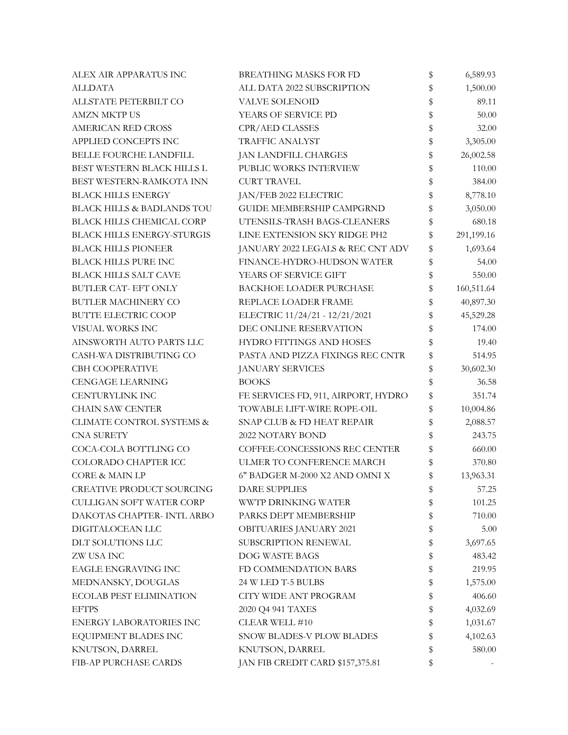| | | | |
|---|---|---|---|
| ALEX AIR APPARATUS INC | BREATHING MASKS FOR FD | $ | 6,589.93 |
| ALLDATA | ALL DATA 2022 SUBSCRIPTION | $ | 1,500.00 |
| ALLSTATE PETERBILT CO | VALVE SOLENOID | $ | 89.11 |
| AMZN MKTP US | YEARS OF SERVICE PD | $ | 50.00 |
| AMERICAN RED CROSS | CPR/AED CLASSES | $ | 32.00 |
| APPLIED CONCEPTS INC | TRAFFIC ANALYST | $ | 3,305.00 |
| BELLE FOURCHE LANDFILL | JAN LANDFILL CHARGES | $ | 26,002.58 |
| BEST WESTERN BLACK HILLS L | PUBLIC WORKS INTERVIEW | $ | 110.00 |
| BEST WESTERN-RAMKOTA INN | CURT TRAVEL | $ | 384.00 |
| BLACK HILLS ENERGY | JAN/FEB 2022 ELECTRIC | $ | 8,778.10 |
| BLACK HILLS & BADLANDS TOU | GUIDE MEMBERSHIP CAMPGRND | $ | 3,050.00 |
| BLACK HILLS CHEMICAL CORP | UTENSILS-TRASH BAGS-CLEANERS | $ | 680.18 |
| BLACK HILLS ENERGY-STURGIS | LINE EXTENSION SKY RIDGE PH2 | $ | 291,199.16 |
| BLACK HILLS PIONEER | JANUARY 2022 LEGALS & REC CNT ADV | $ | 1,693.64 |
| BLACK HILLS PURE INC | FINANCE-HYDRO-HUDSON WATER | $ | 54.00 |
| BLACK HILLS SALT CAVE | YEARS OF SERVICE GIFT | $ | 550.00 |
| BUTLER CAT- EFT ONLY | BACKHOE LOADER PURCHASE | $ | 160,511.64 |
| BUTLER MACHINERY CO | REPLACE LOADER FRAME | $ | 40,897.30 |
| BUTTE ELECTRIC COOP | ELECTRIC 11/24/21 - 12/21/2021 | $ | 45,529.28 |
| VISUAL WORKS INC | DEC ONLINE RESERVATION | $ | 174.00 |
| AINSWORTH AUTO PARTS LLC | HYDRO FITTINGS AND HOSES | $ | 19.40 |
| CASH-WA DISTRIBUTING CO | PASTA AND PIZZA FIXINGS REC CNTR | $ | 514.95 |
| CBH COOPERATIVE | JANUARY SERVICES | $ | 30,602.30 |
| CENGAGE LEARNING | BOOKS | $ | 36.58 |
| CENTURYLINK INC | FE SERVICES FD, 911, AIRPORT, HYDRO | $ | 351.74 |
| CHAIN SAW CENTER | TOWABLE LIFT-WIRE ROPE-OIL | $ | 10,004.86 |
| CLIMATE CONTROL SYSTEMS & | SNAP CLUB & FD HEAT REPAIR | $ | 2,088.57 |
| CNA SURETY | 2022 NOTARY BOND | $ | 243.75 |
| COCA-COLA BOTTLING CO | COFFEE-CONCESSIONS REC CENTER | $ | 660.00 |
| COLORADO CHAPTER ICC | ULMER TO CONFERENCE MARCH | $ | 370.80 |
| CORE & MAIN LP | 6" BADGER M-2000 X2 AND OMNI X | $ | 13,963.31 |
| CREATIVE PRODUCT SOURCING | DARE SUPPLIES | $ | 57.25 |
| CULLIGAN SOFT WATER CORP | WWTP DRINKING WATER | $ | 101.25 |
| DAKOTAS CHAPTER- INTL ARBO | PARKS DEPT MEMBERSHIP | $ | 710.00 |
| DIGITALOCEAN LLC | OBITUARIES JANUARY 2021 | $ | 5.00 |
| DLT SOLUTIONS LLC | SUBSCRIPTION RENEWAL | $ | 3,697.65 |
| ZW USA INC | DOG WASTE BAGS | $ | 483.42 |
| EAGLE ENGRAVING INC | FD COMMENDATION BARS | $ | 219.95 |
| MEDNANSKY, DOUGLAS | 24 W LED T-5 BULBS | $ | 1,575.00 |
| ECOLAB PEST ELIMINATION | CITY WIDE ANT PROGRAM | $ | 406.60 |
| EFTPS | 2020 Q4 941 TAXES | $ | 4,032.69 |
| ENERGY LABORATORIES INC | CLEAR WELL #10 | $ | 1,031.67 |
| EQUIPMENT BLADES INC | SNOW BLADES-V PLOW BLADES | $ | 4,102.63 |
| KNUTSON, DARREL | KNUTSON, DARREL | $ | 580.00 |
| FIB-AP PURCHASE CARDS | JAN FIB CREDIT CARD $157,375.81 | $ | - |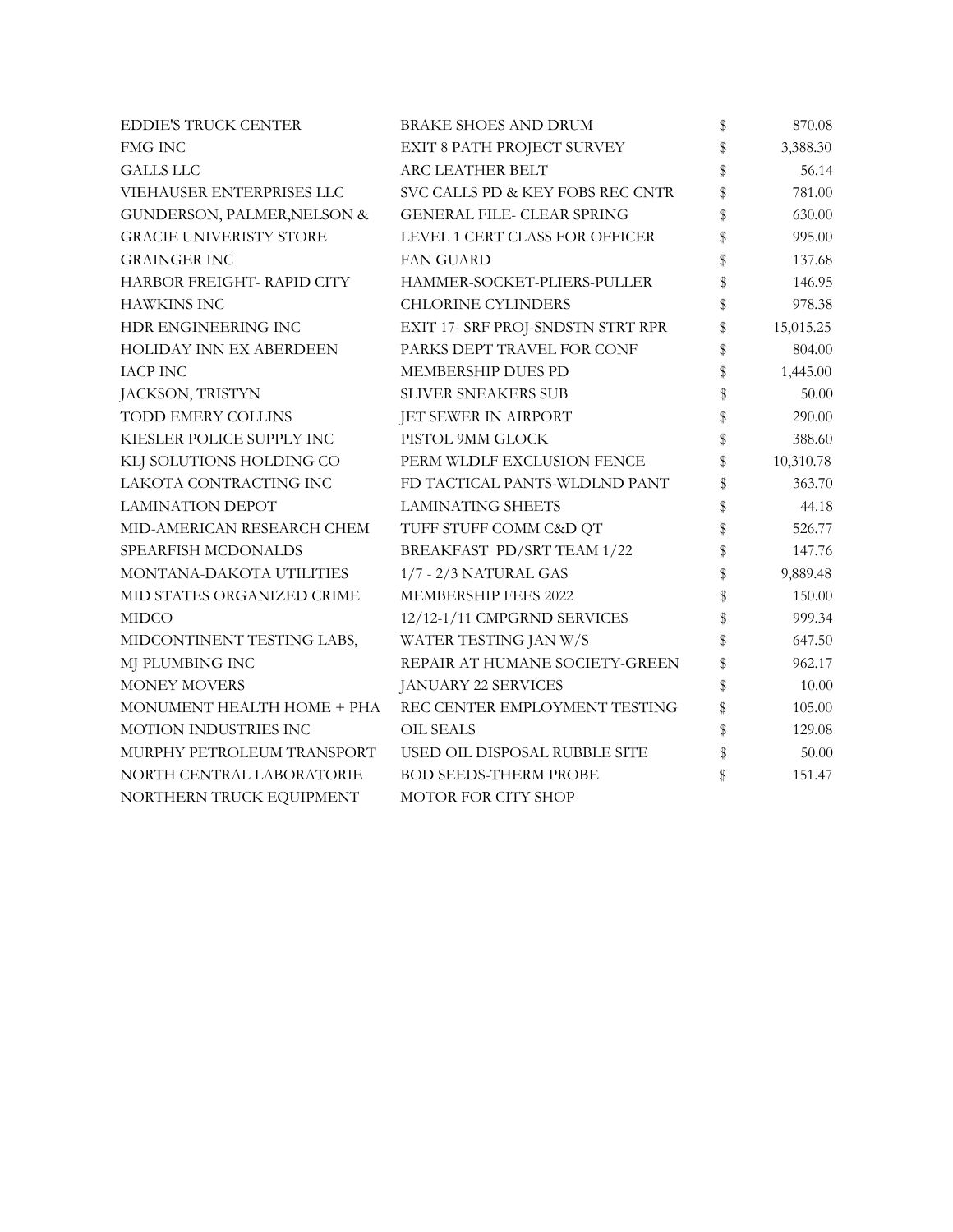| | | | |
|---|---|---|---|
| EDDIE'S TRUCK CENTER | BRAKE SHOES AND DRUM | $ | 870.08 |
| FMG INC | EXIT 8 PATH PROJECT SURVEY | $ | 3,388.30 |
| GALLS LLC | ARC LEATHER BELT | $ | 56.14 |
| VIEHAUSER ENTERPRISES LLC | SVC CALLS PD & KEY FOBS REC CNTR | $ | 781.00 |
| GUNDERSON, PALMER,NELSON & | GENERAL FILE- CLEAR SPRING | $ | 630.00 |
| GRACIE UNIVERISTY STORE | LEVEL 1 CERT CLASS FOR OFFICER | $ | 995.00 |
| GRAINGER INC | FAN GUARD | $ | 137.68 |
| HARBOR FREIGHT- RAPID CITY | HAMMER-SOCKET-PLIERS-PULLER | $ | 146.95 |
| HAWKINS INC | CHLORINE CYLINDERS | $ | 978.38 |
| HDR ENGINEERING INC | EXIT 17- SRF PROJ-SNDSTN STRT RPR | $ | 15,015.25 |
| HOLIDAY INN EX ABERDEEN | PARKS DEPT TRAVEL FOR CONF | $ | 804.00 |
| IACP INC | MEMBERSHIP DUES PD | $ | 1,445.00 |
| JACKSON, TRISTYN | SLIVER SNEAKERS SUB | $ | 50.00 |
| TODD EMERY COLLINS | JET SEWER IN AIRPORT | $ | 290.00 |
| KIESLER POLICE SUPPLY INC | PISTOL 9MM GLOCK | $ | 388.60 |
| KLJ SOLUTIONS HOLDING CO | PERM WLDLF EXCLUSION FENCE | $ | 10,310.78 |
| LAKOTA CONTRACTING INC | FD TACTICAL PANTS-WLDLND PANT | $ | 363.70 |
| LAMINATION DEPOT | LAMINATING SHEETS | $ | 44.18 |
| MID-AMERICAN RESEARCH CHEM | TUFF STUFF COMM C&D QT | $ | 526.77 |
| SPEARFISH MCDONALDS | BREAKFAST PD/SRT TEAM 1/22 | $ | 147.76 |
| MONTANA-DAKOTA UTILITIES | 1/7 - 2/3 NATURAL GAS | $ | 9,889.48 |
| MID STATES ORGANIZED CRIME | MEMBERSHIP FEES 2022 | $ | 150.00 |
| MIDCO | 12/12-1/11 CMPGRND SERVICES | $ | 999.34 |
| MIDCONTINENT TESTING LABS, | WATER TESTING JAN W/S | $ | 647.50 |
| MJ PLUMBING INC | REPAIR AT HUMANE SOCIETY-GREEN | $ | 962.17 |
| MONEY MOVERS | JANUARY 22 SERVICES | $ | 10.00 |
| MONUMENT HEALTH HOME + PHA | REC CENTER EMPLOYMENT TESTING | $ | 105.00 |
| MOTION INDUSTRIES INC | OIL SEALS | $ | 129.08 |
| MURPHY PETROLEUM TRANSPORT | USED OIL DISPOSAL RUBBLE SITE | $ | 50.00 |
| NORTH CENTRAL LABORATORIE | BOD SEEDS-THERM PROBE | $ | 151.47 |
| NORTHERN TRUCK EQUIPMENT | MOTOR FOR CITY SHOP | | |